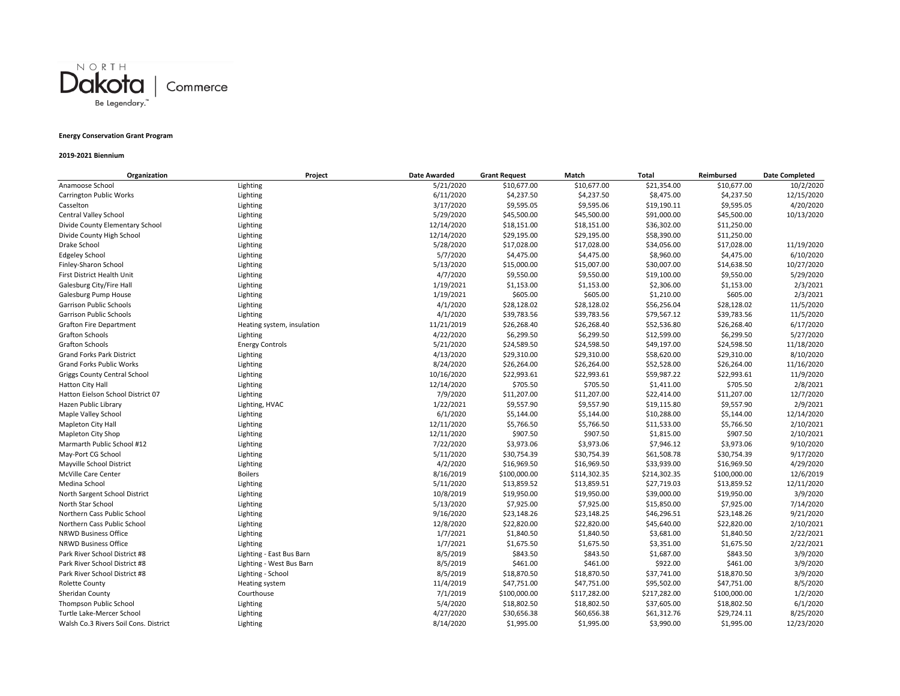NORTH Dakota | Commerce

Be Legendary.™

**Energy Conservation Grant Program**

**2019-2021 Biennium**

| Organization | Project | Date Awarded | Grant Request | Match | Total | Reimbursed | Date Completed |
|---|---|---|---|---|---|---|---|
| Anamoose School | Lighting | 5/21/2020 | $10,677.00 | $10,677.00 | $21,354.00 | $10,677.00 | 10/2/2020 |
| Carrington Public Works | Lighting | 6/11/2020 | $4,237.50 | $4,237.50 | $8,475.00 | $4,237.50 | 12/15/2020 |
| Casselton | Lighting | 3/17/2020 | $9,595.05 | $9,595.06 | $19,190.11 | $9,595.05 | 4/20/2020 |
| Central Valley School | Lighting | 5/29/2020 | $45,500.00 | $45,500.00 | $91,000.00 | $45,500.00 | 10/13/2020 |
| Divide County Elementary School | Lighting | 12/14/2020 | $18,151.00 | $18,151.00 | $36,302.00 | $11,250.00 | |
| Divide County High School | Lighting | 12/14/2020 | $29,195.00 | $29,195.00 | $58,390.00 | $11,250.00 | |
| Drake School | Lighting | 5/28/2020 | $17,028.00 | $17,028.00 | $34,056.00 | $17,028.00 | 11/19/2020 |
| Edgeley School | Lighting | 5/7/2020 | $4,475.00 | $4,475.00 | $8,960.00 | $4,475.00 | 6/10/2020 |
| Finley-Sharon School | Lighting | 5/13/2020 | $15,000.00 | $15,007.00 | $30,007.00 | $14,638.50 | 10/27/2020 |
| First District Health Unit | Lighting | 4/7/2020 | $9,550.00 | $9,550.00 | $19,100.00 | $9,550.00 | 5/29/2020 |
| Galesburg City/Fire Hall | Lighting | 1/19/2021 | $1,153.00 | $1,153.00 | $2,306.00 | $1,153.00 | 2/3/2021 |
| Galesburg Pump House | Lighting | 1/19/2021 | $605.00 | $605.00 | $1,210.00 | $605.00 | 2/3/2021 |
| Garrison Public Schools | Lighting | 4/1/2020 | $28,128.02 | $28,128.02 | $56,256.04 | $28,128.02 | 11/5/2020 |
| Garrison Public Schools | Lighting | 4/1/2020 | $39,783.56 | $39,783.56 | $79,567.12 | $39,783.56 | 11/5/2020 |
| Grafton Fire Department | Heating system, insulation | 11/21/2019 | $26,268.40 | $26,268.40 | $52,536.80 | $26,268.40 | 6/17/2020 |
| Grafton Schools | Lighting | 4/22/2020 | $6,299.50 | $6,299.50 | $12,599.00 | $6,299.50 | 5/27/2020 |
| Grafton Schools | Energy Controls | 5/21/2020 | $24,589.50 | $24,598.50 | $49,197.00 | $24,598.50 | 11/18/2020 |
| Grand Forks Park District | Lighting | 4/13/2020 | $29,310.00 | $29,310.00 | $58,620.00 | $29,310.00 | 8/10/2020 |
| Grand Forks Public Works | Lighting | 8/24/2020 | $26,264.00 | $26,264.00 | $52,528.00 | $26,264.00 | 11/16/2020 |
| Griggs County Central School | Lighting | 10/16/2020 | $22,993.61 | $22,993.61 | $59,987.22 | $22,993.61 | 11/9/2020 |
| Hatton City Hall | Lighting | 12/14/2020 | $705.50 | $705.50 | $1,411.00 | $705.50 | 2/8/2021 |
| Hatton Eielson School District 07 | Lighting | 7/9/2020 | $11,207.00 | $11,207.00 | $22,414.00 | $11,207.00 | 12/7/2020 |
| Hazen Public Library | Lighting, HVAC | 1/22/2021 | $9,557.90 | $9,557.90 | $19,115.80 | $9,557.90 | 2/9/2021 |
| Maple Valley School | Lighting | 6/1/2020 | $5,144.00 | $5,144.00 | $10,288.00 | $5,144.00 | 12/14/2020 |
| Mapleton City Hall | Lighting | 12/11/2020 | $5,766.50 | $5,766.50 | $11,533.00 | $5,766.50 | 2/10/2021 |
| Mapleton City Shop | Lighting | 12/11/2020 | $907.50 | $907.50 | $1,815.00 | $907.50 | 2/10/2021 |
| Marmarth Public School #12 | Lighting | 7/22/2020 | $3,973.06 | $3,973.06 | $7,946.12 | $3,973.06 | 9/10/2020 |
| May-Port CG School | Lighting | 5/11/2020 | $30,754.39 | $30,754.39 | $61,508.78 | $30,754.39 | 9/17/2020 |
| Mayville School District | Lighting | 4/2/2020 | $16,969.50 | $16,969.50 | $33,939.00 | $16,969.50 | 4/29/2020 |
| McVille Care Center | Boilers | 8/16/2019 | $100,000.00 | $114,302.35 | $214,302.35 | $100,000.00 | 12/6/2019 |
| Medina School | Lighting | 5/11/2020 | $13,859.52 | $13,859.51 | $27,719.03 | $13,859.52 | 12/11/2020 |
| North Sargent School District | Lighting | 10/8/2019 | $19,950.00 | $19,950.00 | $39,000.00 | $19,950.00 | 3/9/2020 |
| North Star School | Lighting | 5/13/2020 | $7,925.00 | $7,925.00 | $15,850.00 | $7,925.00 | 7/14/2020 |
| Northern Cass Public School | Lighting | 9/16/2020 | $23,148.26 | $23,148.25 | $46,296.51 | $23,148.26 | 9/21/2020 |
| Northern Cass Public School | Lighting | 12/8/2020 | $22,820.00 | $22,820.00 | $45,640.00 | $22,820.00 | 2/10/2021 |
| NRWD Business Office | Lighting | 1/7/2021 | $1,840.50 | $1,840.50 | $3,681.00 | $1,840.50 | 2/22/2021 |
| NRWD Business Office | Lighting | 1/7/2021 | $1,675.50 | $1,675.50 | $3,351.00 | $1,675.50 | 2/22/2021 |
| Park River School District #8 | Lighting - East Bus Barn | 8/5/2019 | $843.50 | $843.50 | $1,687.00 | $843.50 | 3/9/2020 |
| Park River School District #8 | Lighting - West Bus Barn | 8/5/2019 | $461.00 | $461.00 | $922.00 | $461.00 | 3/9/2020 |
| Park River School District #8 | Lighting - School | 8/5/2019 | $18,870.50 | $18,870.50 | $37,741.00 | $18,870.50 | 3/9/2020 |
| Rolette County | Heating system | 11/4/2019 | $47,751.00 | $47,751.00 | $95,502.00 | $47,751.00 | 8/5/2020 |
| Sheridan County | Courthouse | 7/1/2019 | $100,000.00 | $117,282.00 | $217,282.00 | $100,000.00 | 1/2/2020 |
| Thompson Public School | Lighting | 5/4/2020 | $18,802.50 | $18,802.50 | $37,605.00 | $18,802.50 | 6/1/2020 |
| Turtle Lake-Mercer School | Lighting | 4/27/2020 | $30,656.38 | $60,656.38 | $61,312.76 | $29,724.11 | 8/25/2020 |
| Walsh Co.3 Rivers Soil Cons. District | Lighting | 8/14/2020 | $1,995.00 | $1,995.00 | $3,990.00 | $1,995.00 | 12/23/2020 |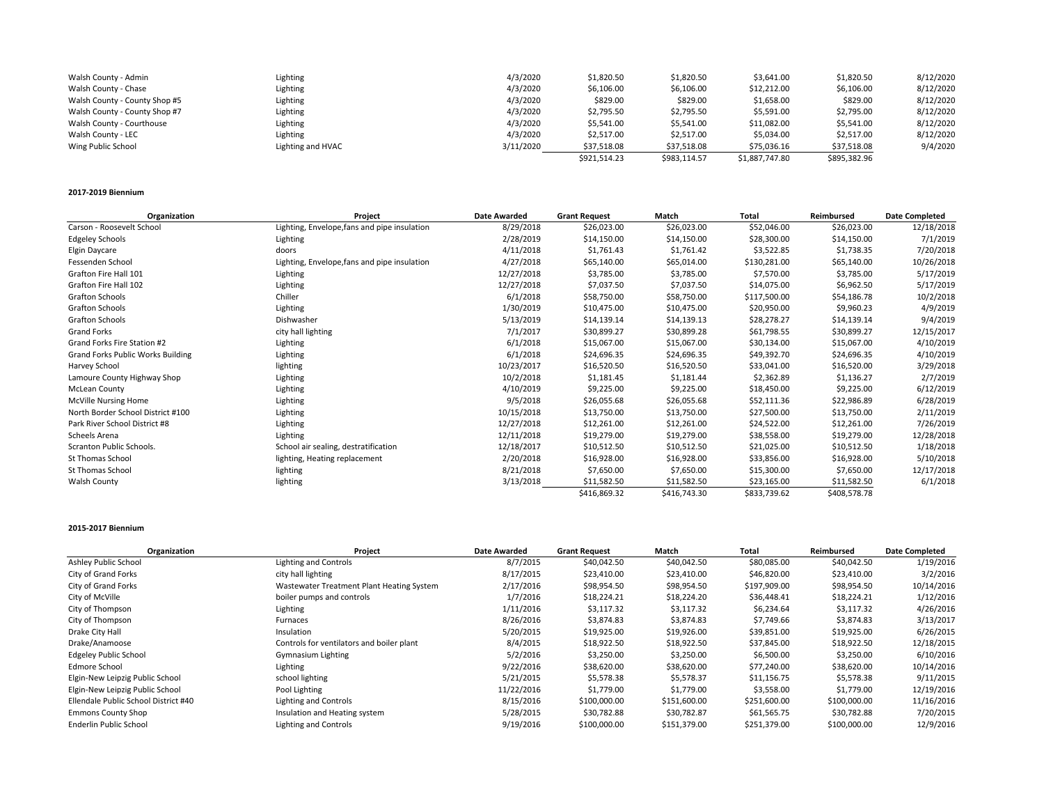| Walsh County - Admin | Lighting | 4/3/2020 | $1,820.50 | $1,820.50 | $3,641.00 | $1,820.50 | 8/12/2020 |
|---|---|---|---|---|---|---|---|
| Walsh County - Chase | Lighting | 4/3/2020 | $6,106.00 | $6,106.00 | $12,212.00 | $6,106.00 | 8/12/2020 |
| Walsh County - County Shop #5 | Lighting | 4/3/2020 | $829.00 | $829.00 | $1,658.00 | $829.00 | 8/12/2020 |
| Walsh County - County Shop #7 | Lighting | 4/3/2020 | $2,795.50 | $2,795.50 | $5,591.00 | $2,795.00 | 8/12/2020 |
| Walsh County - Courthouse | Lighting | 4/3/2020 | $5,541.00 | $5,541.00 | $11,082.00 | $5,541.00 | 8/12/2020 |
| Walsh County - LEC | Lighting | 4/3/2020 | $2,517.00 | $2,517.00 | $5,034.00 | $2,517.00 | 8/12/2020 |
| Wing Public School | Lighting and HVAC | 3/11/2020 | $37,518.08 | $37,518.08 | $75,036.16 | $37,518.08 | 9/4/2020 |
| | | | $921,514.23 | $983,114.57 | $1,887,747.80 | $895,382.96 | |

**2017-2019 Biennium**

| Organization | Project | Date Awarded | Grant Request | Match | Total | Reimbursed | Date Completed |
|---|---|---|---|---|---|---|---|
| Carson - Roosevelt School | Lighting, Envelope,fans and pipe insulation | 8/29/2018 | $26,023.00 | $26,023.00 | $52,046.00 | $26,023.00 | 12/18/2018 |
| Edgeley Schools | Lighting | 2/28/2019 | $14,150.00 | $14,150.00 | $28,300.00 | $14,150.00 | 7/1/2019 |
| Elgin Daycare | doors | 4/11/2018 | $1,761.43 | $1,761.42 | $3,522.85 | $1,738.35 | 7/20/2018 |
| Fessenden School | Lighting, Envelope,fans and pipe insulation | 4/27/2018 | $65,140.00 | $65,014.00 | $130,281.00 | $65,140.00 | 10/26/2018 |
| Grafton Fire Hall 101 | Lighting | 12/27/2018 | $3,785.00 | $3,785.00 | $7,570.00 | $3,785.00 | 5/17/2019 |
| Grafton Fire Hall 102 | Lighting | 12/27/2018 | $7,037.50 | $7,037.50 | $14,075.00 | $6,962.50 | 5/17/2019 |
| Grafton Schools | Chiller | 6/1/2018 | $58,750.00 | $58,750.00 | $117,500.00 | $54,186.78 | 10/2/2018 |
| Grafton Schools | Lighting | 1/30/2019 | $10,475.00 | $10,475.00 | $20,950.00 | $9,960.23 | 4/9/2019 |
| Grafton Schools | Dishwasher | 5/13/2019 | $14,139.14 | $14,139.13 | $28,278.27 | $14,139.14 | 9/4/2019 |
| Grand Forks | city hall lighting | 7/1/2017 | $30,899.27 | $30,899.28 | $61,798.55 | $30,899.27 | 12/15/2017 |
| Grand Forks Fire Station #2 | Lighting | 6/1/2018 | $15,067.00 | $15,067.00 | $30,134.00 | $15,067.00 | 4/10/2019 |
| Grand Forks Public Works Building | Lighting | 6/1/2018 | $24,696.35 | $24,696.35 | $49,392.70 | $24,696.35 | 4/10/2019 |
| Harvey School | lighting | 10/23/2017 | $16,520.50 | $16,520.50 | $33,041.00 | $16,520.00 | 3/29/2018 |
| Lamoure County Highway Shop | Lighting | 10/2/2018 | $1,181.45 | $1,181.44 | $2,362.89 | $1,136.27 | 2/7/2019 |
| McLean County | Lighting | 4/10/2019 | $9,225.00 | $9,225.00 | $18,450.00 | $9,225.00 | 6/12/2019 |
| McVille Nursing Home | Lighting | 9/5/2018 | $26,055.68 | $26,055.68 | $52,111.36 | $22,986.89 | 6/28/2019 |
| North Border School District #100 | Lighting | 10/15/2018 | $13,750.00 | $13,750.00 | $27,500.00 | $13,750.00 | 2/11/2019 |
| Park River School District #8 | Lighting | 12/27/2018 | $12,261.00 | $12,261.00 | $24,522.00 | $12,261.00 | 7/26/2019 |
| Scheels Arena | Lighting | 12/11/2018 | $19,279.00 | $19,279.00 | $38,558.00 | $19,279.00 | 12/28/2018 |
| Scranton Public Schools. | School air sealing, destratification | 12/18/2017 | $10,512.50 | $10,512.50 | $21,025.00 | $10,512.50 | 1/18/2018 |
| St Thomas School | lighting, Heating replacement | 2/20/2018 | $16,928.00 | $16,928.00 | $33,856.00 | $16,928.00 | 5/10/2018 |
| St Thomas School | lighting | 8/21/2018 | $7,650.00 | $7,650.00 | $15,300.00 | $7,650.00 | 12/17/2018 |
| Walsh County | lighting | 3/13/2018 | $11,582.50 | $11,582.50 | $23,165.00 | $11,582.50 | 6/1/2018 |
| | | | $416,869.32 | $416,743.30 | $833,739.62 | $408,578.78 | |

**2015-2017 Biennium**

| Organization | Project | Date Awarded | Grant Request | Match | Total | Reimbursed | Date Completed |
|---|---|---|---|---|---|---|---|
| Ashley Public School | Lighting and Controls | 8/7/2015 | $40,042.50 | $40,042.50 | $80,085.00 | $40,042.50 | 1/19/2016 |
| City of Grand Forks | city hall lighting | 8/17/2015 | $23,410.00 | $23,410.00 | $46,820.00 | $23,410.00 | 3/2/2016 |
| City of Grand Forks | Wastewater Treatment Plant Heating System | 2/17/2016 | $98,954.50 | $98,954.50 | $197,909.00 | $98,954.50 | 10/14/2016 |
| City of McVille | boiler pumps and controls | 1/7/2016 | $18,224.21 | $18,224.20 | $36,448.41 | $18,224.21 | 1/12/2016 |
| City of Thompson | Lighting | 1/11/2016 | $3,117.32 | $3,117.32 | $6,234.64 | $3,117.32 | 4/26/2016 |
| City of Thompson | Furnaces | 8/26/2016 | $3,874.83 | $3,874.83 | $7,749.66 | $3,874.83 | 3/13/2017 |
| Drake City Hall | Insulation | 5/20/2015 | $19,925.00 | $19,926.00 | $39,851.00 | $19,925.00 | 6/26/2015 |
| Drake/Anamoose | Controls for ventilators and boiler plant | 8/4/2015 | $18,922.50 | $18,922.50 | $37,845.00 | $18,922.50 | 12/18/2015 |
| Edgeley Public School | Gymnasium Lighting | 5/2/2016 | $3,250.00 | $3,250.00 | $6,500.00 | $3,250.00 | 6/10/2016 |
| Edmore School | Lighting | 9/22/2016 | $38,620.00 | $38,620.00 | $77,240.00 | $38,620.00 | 10/14/2016 |
| Elgin-New Leipzig Public School | school lighting | 5/21/2015 | $5,578.38 | $5,578.37 | $11,156.75 | $5,578.38 | 9/11/2015 |
| Elgin-New Leipzig Public School | Pool Lighting | 11/22/2016 | $1,779.00 | $1,779.00 | $3,558.00 | $1,779.00 | 12/19/2016 |
| Ellendale Public School District #40 | Lighting and Controls | 8/15/2016 | $100,000.00 | $151,600.00 | $251,600.00 | $100,000.00 | 11/16/2016 |
| Emmons County Shop | Insulation and Heating system | 5/28/2015 | $30,782.88 | $30,782.87 | $61,565.75 | $30,782.88 | 7/20/2015 |
| Enderlin Public School | Lighting and Controls | 9/19/2016 | $100,000.00 | $151,379.00 | $251,379.00 | $100,000.00 | 12/9/2016 |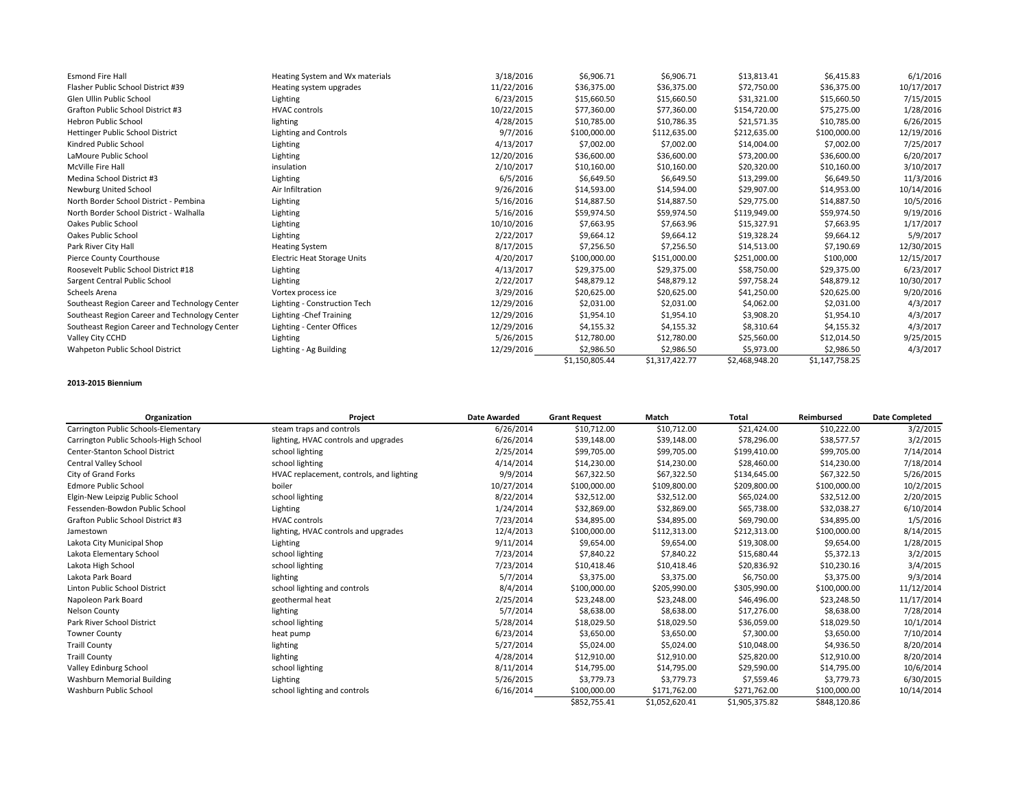| | | | | | | | |
|---|---|---|---|---|---|---|---|
| Esmond Fire Hall | Heating System and Wx materials | 3/18/2016 | $6,906.71 | $6,906.71 | $13,813.41 | $6,415.83 | 6/1/2016 |
| Flasher Public School District #39 | Heating system upgrades | 11/22/2016 | $36,375.00 | $36,375.00 | $72,750.00 | $36,375.00 | 10/17/2017 |
| Glen Ullin Public School | Lighting | 6/23/2015 | $15,660.50 | $15,660.50 | $31,321.00 | $15,660.50 | 7/15/2015 |
| Grafton Public School District #3 | HVAC controls | 10/22/2015 | $77,360.00 | $77,360.00 | $154,720.00 | $75,275.00 | 1/28/2016 |
| Hebron Public School | lighting | 4/28/2015 | $10,785.00 | $10,786.35 | $21,571.35 | $10,785.00 | 6/26/2015 |
| Hettinger Public School District | Lighting and Controls | 9/7/2016 | $100,000.00 | $112,635.00 | $212,635.00 | $100,000.00 | 12/19/2016 |
| Kindred Public School | Lighting | 4/13/2017 | $7,002.00 | $7,002.00 | $14,004.00 | $7,002.00 | 7/25/2017 |
| LaMoure Public School | Lighting | 12/20/2016 | $36,600.00 | $36,600.00 | $73,200.00 | $36,600.00 | 6/20/2017 |
| McVille Fire Hall | insulation | 2/10/2017 | $10,160.00 | $10,160.00 | $20,320.00 | $10,160.00 | 3/10/2017 |
| Medina School District #3 | Lighting | 6/5/2016 | $6,649.50 | $6,649.50 | $13,299.00 | $6,649.50 | 11/3/2016 |
| Newburg United School | Air Infiltration | 9/26/2016 | $14,593.00 | $14,594.00 | $29,907.00 | $14,953.00 | 10/14/2016 |
| North Border School District - Pembina | Lighting | 5/16/2016 | $14,887.50 | $14,887.50 | $29,775.00 | $14,887.50 | 10/5/2016 |
| North Border School District - Walhalla | Lighting | 5/16/2016 | $59,974.50 | $59,974.50 | $119,949.00 | $59,974.50 | 9/19/2016 |
| Oakes Public School | Lighting | 10/10/2016 | $7,663.95 | $7,663.96 | $15,327.91 | $7,663.95 | 1/17/2017 |
| Oakes Public School | Lighting | 2/22/2017 | $9,664.12 | $9,664.12 | $19,328.24 | $9,664.12 | 5/9/2017 |
| Park River City Hall | Heating System | 8/17/2015 | $7,256.50 | $7,256.50 | $14,513.00 | $7,190.69 | 12/30/2015 |
| Pierce County Courthouse | Electric Heat Storage Units | 4/20/2017 | $100,000.00 | $151,000.00 | $251,000.00 | $100,000 | 12/15/2017 |
| Roosevelt Public School District #18 | Lighting | 4/13/2017 | $29,375.00 | $29,375.00 | $58,750.00 | $29,375.00 | 6/23/2017 |
| Sargent Central Public School | Lighting | 2/22/2017 | $48,879.12 | $48,879.12 | $97,758.24 | $48,879.12 | 10/30/2017 |
| Scheels Arena | Vortex process ice | 3/29/2016 | $20,625.00 | $20,625.00 | $41,250.00 | $20,625.00 | 9/20/2016 |
| Southeast Region Career and Technology Center | Lighting - Construction Tech | 12/29/2016 | $2,031.00 | $2,031.00 | $4,062.00 | $2,031.00 | 4/3/2017 |
| Southeast Region Career and Technology Center | Lighting -Chef Training | 12/29/2016 | $1,954.10 | $1,954.10 | $3,908.20 | $1,954.10 | 4/3/2017 |
| Southeast Region Career and Technology Center | Lighting - Center Offices | 12/29/2016 | $4,155.32 | $4,155.32 | $8,310.64 | $4,155.32 | 4/3/2017 |
| Valley City CCHD | Lighting | 5/26/2015 | $12,780.00 | $12,780.00 | $25,560.00 | $12,014.50 | 9/25/2015 |
| Wahpeton Public School District | Lighting - Ag Building | 12/29/2016 | $2,986.50 | $2,986.50 | $5,973.00 | $2,986.50 | 4/3/2017 |
| | | | $1,150,805.44 | $1,317,422.77 | $2,468,948.20 | $1,147,758.25 | |

**2013-2015 Biennium**

| Organization | Project | Date Awarded | Grant Request | Match | Total | Reimbursed | Date Completed |
|---|---|---|---|---|---|---|---|
| Carrington Public Schools-Elementary | steam traps and controls | 6/26/2014 | $10,712.00 | $10,712.00 | $21,424.00 | $10,222.00 | 3/2/2015 |
| Carrington Public Schools-High School | lighting, HVAC controls and upgrades | 6/26/2014 | $39,148.00 | $39,148.00 | $78,296.00 | $38,577.57 | 3/2/2015 |
| Center-Stanton School District | school lighting | 2/25/2014 | $99,705.00 | $99,705.00 | $199,410.00 | $99,705.00 | 7/14/2014 |
| Central Valley School | school lighting | 4/14/2014 | $14,230.00 | $14,230.00 | $28,460.00 | $14,230.00 | 7/18/2014 |
| City of Grand Forks | HVAC replacement, controls, and lighting | 9/9/2014 | $67,322.50 | $67,322.50 | $134,645.00 | $67,322.50 | 5/26/2015 |
| Edmore Public School | boiler | 10/27/2014 | $100,000.00 | $109,800.00 | $209,800.00 | $100,000.00 | 10/2/2015 |
| Elgin-New Leipzig Public School | school lighting | 8/22/2014 | $32,512.00 | $32,512.00 | $65,024.00 | $32,512.00 | 2/20/2015 |
| Fessenden-Bowdon Public School | Lighting | 1/24/2014 | $32,869.00 | $32,869.00 | $65,738.00 | $32,038.27 | 6/10/2014 |
| Grafton Public School District #3 | HVAC controls | 7/23/2014 | $34,895.00 | $34,895.00 | $69,790.00 | $34,895.00 | 1/5/2016 |
| Jamestown | lighting, HVAC controls and upgrades | 12/4/2013 | $100,000.00 | $112,313.00 | $212,313.00 | $100,000.00 | 8/14/2015 |
| Lakota City Municipal Shop | Lighting | 9/11/2014 | $9,654.00 | $9,654.00 | $19,308.00 | $9,654.00 | 1/28/2015 |
| Lakota Elementary School | school lighting | 7/23/2014 | $7,840.22 | $7,840.22 | $15,680.44 | $5,372.13 | 3/2/2015 |
| Lakota High School | school lighting | 7/23/2014 | $10,418.46 | $10,418.46 | $20,836.92 | $10,230.16 | 3/4/2015 |
| Lakota Park Board | lighting | 5/7/2014 | $3,375.00 | $3,375.00 | $6,750.00 | $3,375.00 | 9/3/2014 |
| Linton Public School District | school lighting and controls | 8/4/2014 | $100,000.00 | $205,990.00 | $305,990.00 | $100,000.00 | 11/12/2014 |
| Napoleon Park Board | geothermal heat | 2/25/2014 | $23,248.00 | $23,248.00 | $46,496.00 | $23,248.50 | 11/17/2014 |
| Nelson County | lighting | 5/7/2014 | $8,638.00 | $8,638.00 | $17,276.00 | $8,638.00 | 7/28/2014 |
| Park River School District | school lighting | 5/28/2014 | $18,029.50 | $18,029.50 | $36,059.00 | $18,029.50 | 10/1/2014 |
| Towner County | heat pump | 6/23/2014 | $3,650.00 | $3,650.00 | $7,300.00 | $3,650.00 | 7/10/2014 |
| Traill County | lighting | 5/27/2014 | $5,024.00 | $5,024.00 | $10,048.00 | $4,936.50 | 8/20/2014 |
| Traill County | lighting | 4/28/2014 | $12,910.00 | $12,910.00 | $25,820.00 | $12,910.00 | 8/20/2014 |
| Valley Edinburg School | school lighting | 8/11/2014 | $14,795.00 | $14,795.00 | $29,590.00 | $14,795.00 | 10/6/2014 |
| Washburn Memorial Building | Lighting | 5/26/2015 | $3,779.73 | $3,779.73 | $7,559.46 | $3,779.73 | 6/30/2015 |
| Washburn Public School | school lighting and controls | 6/16/2014 | $100,000.00 | $171,762.00 | $271,762.00 | $100,000.00 | 10/14/2014 |
| | | | $852,755.41 | $1,052,620.41 | $1,905,375.82 | $848,120.86 | |